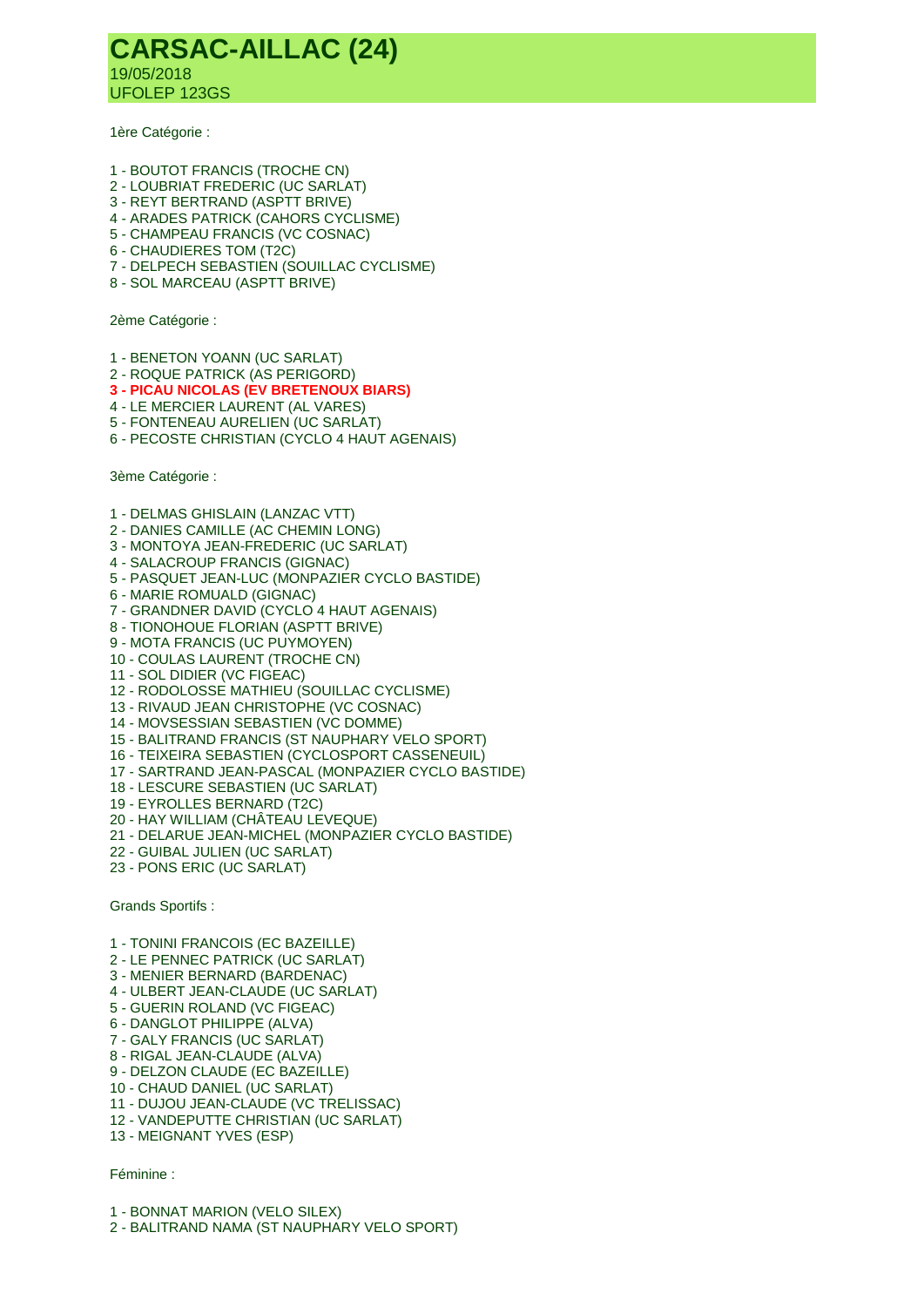# CARSAC-AILLAC (24)

19/05/2018

UFOLEP 123GS

1ère Catégorie :

1 - BOUTOT FRANCIS (TROCHE CN)
2 - LOUBRIAT FREDERIC (UC SARLAT)
3 - REYT BERTRAND (ASPTT BRIVE)
4 - ARADES PATRICK (CAHORS CYCLISME)
5 - CHAMPEAU FRANCIS (VC COSNAC)
6 - CHAUDIERES TOM (T2C)
7 - DELPECH SEBASTIEN (SOUILLAC CYCLISME)
8 - SOL MARCEAU (ASPTT BRIVE)

2ème Catégorie :

1 - BENETON YOANN (UC SARLAT)
2 - ROQUE PATRICK (AS PERIGORD)
**3 - PICAU NICOLAS (EV BRETENOUX BIARS)**
4 - LE MERCIER LAURENT (AL VARES)
5 - FONTENEAU AURELIEN (UC SARLAT)
6 - PECOSTE CHRISTIAN (CYCLO 4 HAUT AGENAIS)

3ème Catégorie :

1 - DELMAS GHISLAIN (LANZAC VTT)
2 - DANIES CAMILLE (AC CHEMIN LONG)
3 - MONTOYA JEAN-FREDERIC (UC SARLAT)
4 - SALACROUP FRANCIS (GIGNAC)
5 - PASQUET JEAN-LUC (MONPAZIER CYCLO BASTIDE)
6 - MARIE ROMUALD (GIGNAC)
7 - GRANDNER DAVID (CYCLO 4 HAUT AGENAIS)
8 - TIONOHOUE FLORIAN (ASPTT BRIVE)
9 - MOTA FRANCIS (UC PUYMOYEN)
10 - COULAS LAURENT (TROCHE CN)
11 - SOL DIDIER (VC FIGEAC)
12 - RODOLOSSE MATHIEU (SOUILLAC CYCLISME)
13 - RIVAUD JEAN CHRISTOPHE (VC COSNAC)
14 - MOVSESSIAN SEBASTIEN (VC DOMME)
15 - BALITRAND FRANCIS (ST NAUPHARY VELO SPORT)
16 - TEIXEIRA SEBASTIEN (CYCLOSPORT CASSENEUIL)
17 - SARTRAND JEAN-PASCAL (MONPAZIER CYCLO BASTIDE)
18 - LESCURE SEBASTIEN (UC SARLAT)
19 - EYROLLES BERNARD (T2C)
20 - HAY WILLIAM (CHÂTEAU LEVEQUE)
21 - DELARUE JEAN-MICHEL (MONPAZIER CYCLO BASTIDE)
22 - GUIBAL JULIEN (UC SARLAT)
23 - PONS ERIC (UC SARLAT)

Grands Sportifs :

1 - TONINI FRANCOIS (EC BAZEILLE)
2 - LE PENNEC PATRICK (UC SARLAT)
3 - MENIER BERNARD (BARDENAC)
4 - ULBERT JEAN-CLAUDE (UC SARLAT)
5 - GUERIN ROLAND (VC FIGEAC)
6 - DANGLOT PHILIPPE (ALVA)
7 - GALY FRANCIS (UC SARLAT)
8 - RIGAL JEAN-CLAUDE (ALVA)
9 - DELZON CLAUDE (EC BAZEILLE)
10 - CHAUD DANIEL (UC SARLAT)
11 - DUJOU JEAN-CLAUDE (VC TRELISSAC)
12 - VANDEPUTTE CHRISTIAN (UC SARLAT)
13 - MEIGNANT YVES (ESP)

Féminine :

1 - BONNAT MARION (VELO SILEX)
2 - BALITRAND NAMA (ST NAUPHARY VELO SPORT)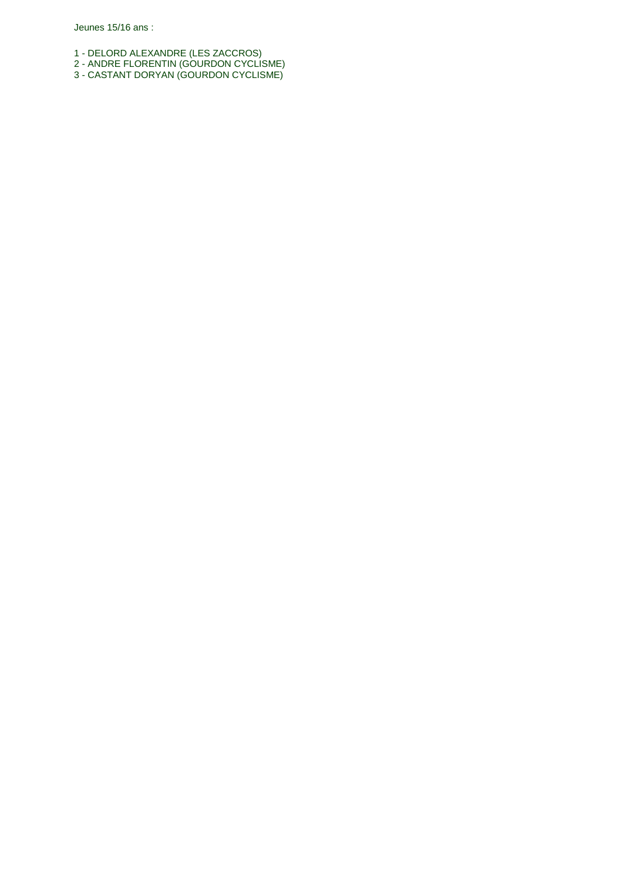Jeunes 15/16 ans :

1 - DELORD ALEXANDRE (LES ZACCROS)
2 - ANDRE FLORENTIN (GOURDON CYCLISME)
3 - CASTANT DORYAN (GOURDON CYCLISME)